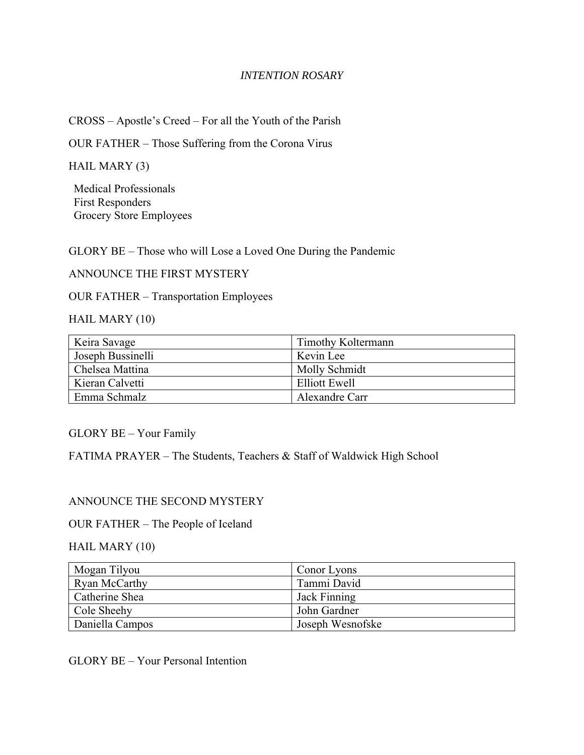*INTENTION ROSARY*

CROSS – Apostle's Creed – For all the Youth of the Parish

OUR FATHER – Those Suffering from the Corona Virus

HAIL MARY (3)

Medical Professionals
First Responders
Grocery Store Employees

GLORY BE – Those who will Lose a Loved One During the Pandemic

ANNOUNCE THE FIRST MYSTERY

OUR FATHER – Transportation Employees

HAIL MARY (10)

| | |
|---|---|
| Keira Savage | Timothy Koltermann |
| Joseph Bussinelli | Kevin Lee |
| Chelsea Mattina | Molly Schmidt |
| Kieran Calvetti | Elliott Ewell |
| Emma Schmalz | Alexandre Carr |

GLORY BE – Your Family

FATIMA PRAYER – The Students, Teachers & Staff of Waldwick High School

ANNOUNCE THE SECOND MYSTERY

OUR FATHER – The People of Iceland

HAIL MARY (10)

| | |
|---|---|
| Mogan Tilyou | Conor Lyons |
| Ryan McCarthy | Tammi David |
| Catherine Shea | Jack Finning |
| Cole Sheehy | John Gardner |
| Daniella Campos | Joseph Wesnofske |

GLORY BE – Your Personal Intention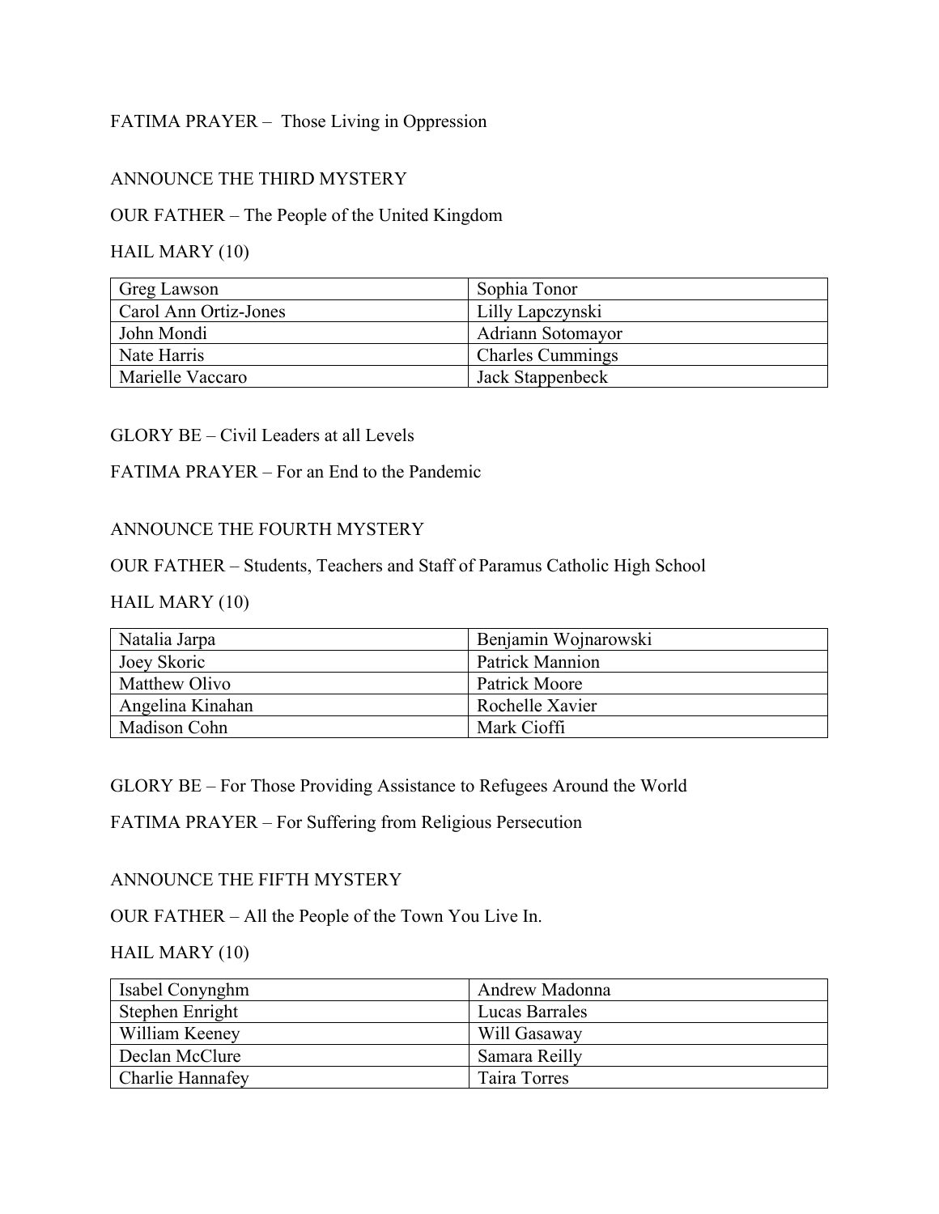FATIMA PRAYER – Those Living in Oppression

ANNOUNCE THE THIRD MYSTERY

OUR FATHER – The People of the United Kingdom

HAIL MARY (10)

| | |
|---|---|
| Greg Lawson | Sophia Tonor |
| Carol Ann Ortiz-Jones | Lilly Lapczynski |
| John Mondi | Adriann Sotomayor |
| Nate Harris | Charles Cummings |
| Marielle Vaccaro | Jack Stappenbeck |

GLORY BE – Civil Leaders at all Levels

FATIMA PRAYER – For an End to the Pandemic

ANNOUNCE THE FOURTH MYSTERY

OUR FATHER – Students, Teachers and Staff of Paramus Catholic High School

HAIL MARY (10)

| | |
|---|---|
| Natalia Jarpa | Benjamin Wojnarowski |
| Joey Skoric | Patrick Mannion |
| Matthew Olivo | Patrick Moore |
| Angelina Kinahan | Rochelle Xavier |
| Madison Cohn | Mark Cioffi |

GLORY BE – For Those Providing Assistance to Refugees Around the World

FATIMA PRAYER – For Suffering from Religious Persecution

ANNOUNCE THE FIFTH MYSTERY

OUR FATHER – All the People of the Town You Live In.

HAIL MARY (10)

| | |
|---|---|
| Isabel Conynghm | Andrew Madonna |
| Stephen Enright | Lucas Barrales |
| William Keeney | Will Gasaway |
| Declan McClure | Samara Reilly |
| Charlie Hannafey | Taira Torres |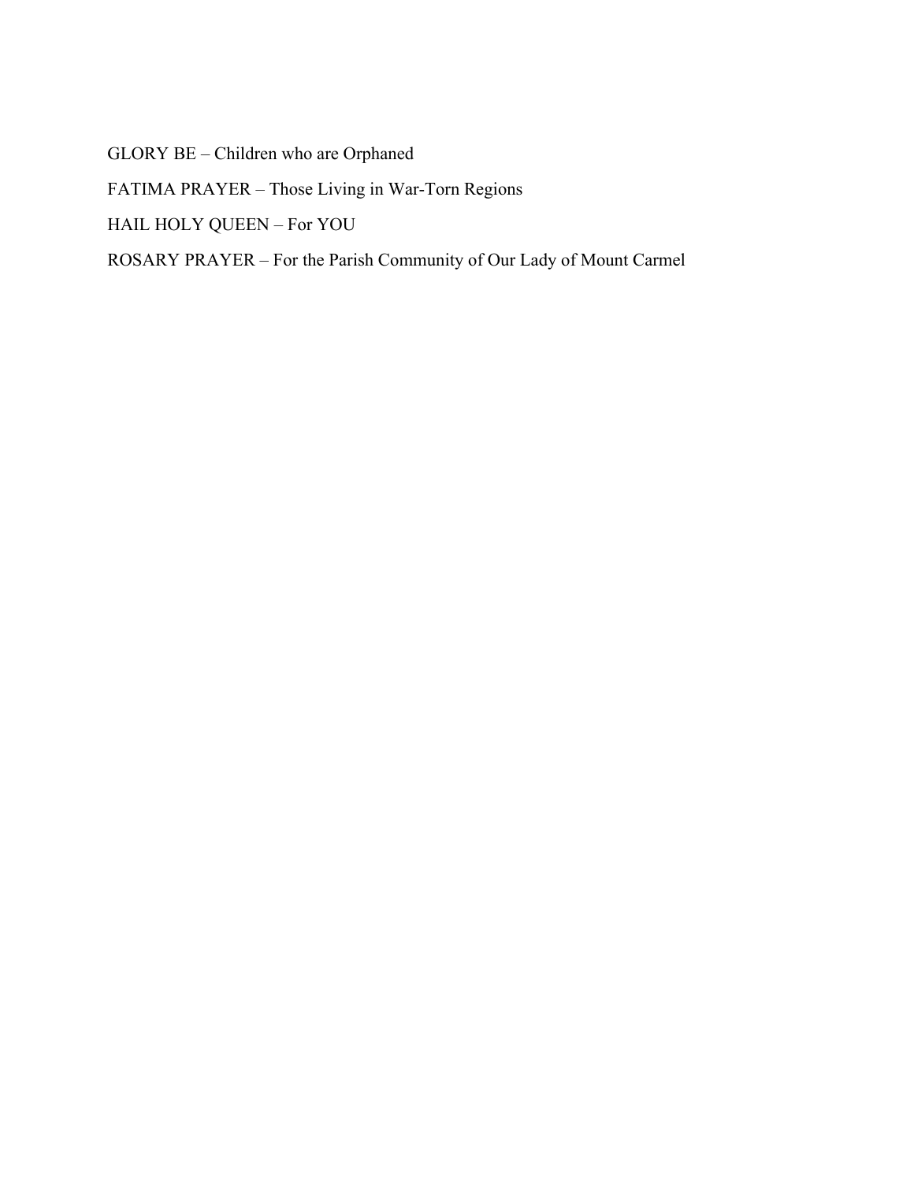GLORY BE – Children who are Orphaned

FATIMA PRAYER – Those Living in War-Torn Regions

HAIL HOLY QUEEN – For YOU

ROSARY PRAYER – For the Parish Community of Our Lady of Mount Carmel